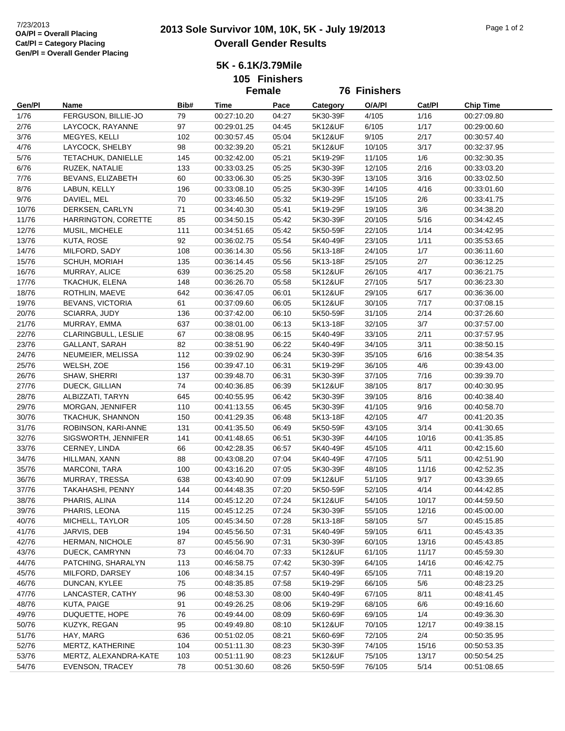7/23/2013
**OA/Pl = Overall Placing**
**Cat/Pl = Category Placing**
**Gen/Pl = Overall Gender Placing**

# 2013 Sole Survivor 10M, 10K, 5K - July 19/2013
## Overall Gender Results

### 5K - 6.1K/3.79Mile
### 105 Finishers
### Female 76 Finishers

| Gen/Pl | Name | Bib# | Time | Pace | Category | O/A/Pl | Cat/Pl | Chip Time |
|---|---|---|---|---|---|---|---|---|
| 1/76 | FERGUSON, BILLIE-JO | 79 | 00:27:10.20 | 04:27 | 5K30-39F | 4/105 | 1/16 | 00:27:09.80 |
| 2/76 | LAYCOCK, RAYANNE | 97 | 00:29:01.25 | 04:45 | 5K12&UF | 6/105 | 1/17 | 00:29:00.60 |
| 3/76 | MEGYES, KELLI | 102 | 00:30:57.45 | 05:04 | 5K12&UF | 9/105 | 2/17 | 00:30:57.40 |
| 4/76 | LAYCOCK, SHELBY | 98 | 00:32:39.20 | 05:21 | 5K12&UF | 10/105 | 3/17 | 00:32:37.95 |
| 5/76 | TETACHUK, DANIELLE | 145 | 00:32:42.00 | 05:21 | 5K19-29F | 11/105 | 1/6 | 00:32:30.35 |
| 6/76 | RUZEK, NATALIE | 133 | 00:33:03.25 | 05:25 | 5K30-39F | 12/105 | 2/16 | 00:33:03.20 |
| 7/76 | BEVANS, ELIZABETH | 60 | 00:33:06.30 | 05:25 | 5K30-39F | 13/105 | 3/16 | 00:33:02.50 |
| 8/76 | LABUN, KELLY | 196 | 00:33:08.10 | 05:25 | 5K30-39F | 14/105 | 4/16 | 00:33:01.60 |
| 9/76 | DAVIEL, MEL | 70 | 00:33:46.50 | 05:32 | 5K19-29F | 15/105 | 2/6 | 00:33:41.75 |
| 10/76 | DERKSEN, CARLYN | 71 | 00:34:40.30 | 05:41 | 5K19-29F | 19/105 | 3/6 | 00:34:38.20 |
| 11/76 | HARRINGTON, CORETTE | 85 | 00:34:50.15 | 05:42 | 5K30-39F | 20/105 | 5/16 | 00:34:42.45 |
| 12/76 | MUSIL, MICHELE | 111 | 00:34:51.65 | 05:42 | 5K50-59F | 22/105 | 1/14 | 00:34:42.95 |
| 13/76 | KUTA, ROSE | 92 | 00:36:02.75 | 05:54 | 5K40-49F | 23/105 | 1/11 | 00:35:53.65 |
| 14/76 | MILFORD, SADY | 108 | 00:36:14.30 | 05:56 | 5K13-18F | 24/105 | 1/7 | 00:36:11.60 |
| 15/76 | SCHUH, MORIAH | 135 | 00:36:14.45 | 05:56 | 5K13-18F | 25/105 | 2/7 | 00:36:12.25 |
| 16/76 | MURRAY, ALICE | 639 | 00:36:25.20 | 05:58 | 5K12&UF | 26/105 | 4/17 | 00:36:21.75 |
| 17/76 | TKACHUK, ELENA | 148 | 00:36:26.70 | 05:58 | 5K12&UF | 27/105 | 5/17 | 00:36:23.30 |
| 18/76 | ROTHLIN, MAEVE | 642 | 00:36:47.05 | 06:01 | 5K12&UF | 29/105 | 6/17 | 00:36:36.00 |
| 19/76 | BEVANS, VICTORIA | 61 | 00:37:09.60 | 06:05 | 5K12&UF | 30/105 | 7/17 | 00:37:08.15 |
| 20/76 | SCIARRA, JUDY | 136 | 00:37:42.00 | 06:10 | 5K50-59F | 31/105 | 2/14 | 00:37:26.60 |
| 21/76 | MURRAY, EMMA | 637 | 00:38:01.00 | 06:13 | 5K13-18F | 32/105 | 3/7 | 00:37:57.00 |
| 22/76 | CLARINGBULL, LESLIE | 67 | 00:38:08.95 | 06:15 | 5K40-49F | 33/105 | 2/11 | 00:37:57.95 |
| 23/76 | GALLANT, SARAH | 82 | 00:38:51.90 | 06:22 | 5K40-49F | 34/105 | 3/11 | 00:38:50.15 |
| 24/76 | NEUMEIER, MELISSA | 112 | 00:39:02.90 | 06:24 | 5K30-39F | 35/105 | 6/16 | 00:38:54.35 |
| 25/76 | WELSH, ZOE | 156 | 00:39:47.10 | 06:31 | 5K19-29F | 36/105 | 4/6 | 00:39:43.00 |
| 26/76 | SHAW, SHERRI | 137 | 00:39:48.70 | 06:31 | 5K30-39F | 37/105 | 7/16 | 00:39:39.70 |
| 27/76 | DUECK, GILLIAN | 74 | 00:40:36.85 | 06:39 | 5K12&UF | 38/105 | 8/17 | 00:40:30.95 |
| 28/76 | ALBIZZATI, TARYN | 645 | 00:40:55.95 | 06:42 | 5K30-39F | 39/105 | 8/16 | 00:40:38.40 |
| 29/76 | MORGAN, JENNIFER | 110 | 00:41:13.55 | 06:45 | 5K30-39F | 41/105 | 9/16 | 00:40:58.70 |
| 30/76 | TKACHUK, SHANNON | 150 | 00:41:29.35 | 06:48 | 5K13-18F | 42/105 | 4/7 | 00:41:20.35 |
| 31/76 | ROBINSON, KARI-ANNE | 131 | 00:41:35.50 | 06:49 | 5K50-59F | 43/105 | 3/14 | 00:41:30.65 |
| 32/76 | SIGSWORTH, JENNIFER | 141 | 00:41:48.65 | 06:51 | 5K30-39F | 44/105 | 10/16 | 00:41:35.85 |
| 33/76 | CERNEY, LINDA | 66 | 00:42:28.35 | 06:57 | 5K40-49F | 45/105 | 4/11 | 00:42:15.60 |
| 34/76 | HILLMAN, XANN | 88 | 00:43:08.20 | 07:04 | 5K40-49F | 47/105 | 5/11 | 00:42:51.90 |
| 35/76 | MARCONI, TARA | 100 | 00:43:16.20 | 07:05 | 5K30-39F | 48/105 | 11/16 | 00:42:52.35 |
| 36/76 | MURRAY, TRESSA | 638 | 00:43:40.90 | 07:09 | 5K12&UF | 51/105 | 9/17 | 00:43:39.65 |
| 37/76 | TAKAHASHI, PENNY | 144 | 00:44:48.35 | 07:20 | 5K50-59F | 52/105 | 4/14 | 00:44:42.85 |
| 38/76 | PHARIS, ALINA | 114 | 00:45:12.20 | 07:24 | 5K12&UF | 54/105 | 10/17 | 00:44:59.50 |
| 39/76 | PHARIS, LEONA | 115 | 00:45:12.25 | 07:24 | 5K30-39F | 55/105 | 12/16 | 00:45:00.00 |
| 40/76 | MICHELL, TAYLOR | 105 | 00:45:34.50 | 07:28 | 5K13-18F | 58/105 | 5/7 | 00:45:15.85 |
| 41/76 | JARVIS, DEB | 194 | 00:45:56.50 | 07:31 | 5K40-49F | 59/105 | 6/11 | 00:45:43.35 |
| 42/76 | HERMAN, NICHOLE | 87 | 00:45:56.90 | 07:31 | 5K30-39F | 60/105 | 13/16 | 00:45:43.85 |
| 43/76 | DUECK, CAMRYNN | 73 | 00:46:04.70 | 07:33 | 5K12&UF | 61/105 | 11/17 | 00:45:59.30 |
| 44/76 | PATCHING, SHARALYN | 113 | 00:46:58.75 | 07:42 | 5K30-39F | 64/105 | 14/16 | 00:46:42.75 |
| 45/76 | MILFORD, DARSEY | 106 | 00:48:34.15 | 07:57 | 5K40-49F | 65/105 | 7/11 | 00:48:19.20 |
| 46/76 | DUNCAN, KYLEE | 75 | 00:48:35.85 | 07:58 | 5K19-29F | 66/105 | 5/6 | 00:48:23.25 |
| 47/76 | LANCASTER, CATHY | 96 | 00:48:53.30 | 08:00 | 5K40-49F | 67/105 | 8/11 | 00:48:41.45 |
| 48/76 | KUTA, PAIGE | 91 | 00:49:26.25 | 08:06 | 5K19-29F | 68/105 | 6/6 | 00:49:16.60 |
| 49/76 | DUQUETTE, HOPE | 76 | 00:49:44.00 | 08:09 | 5K60-69F | 69/105 | 1/4 | 00:49:36.30 |
| 50/76 | KUZYK, REGAN | 95 | 00:49:49.80 | 08:10 | 5K12&UF | 70/105 | 12/17 | 00:49:38.15 |
| 51/76 | HAY, MARG | 636 | 00:51:02.05 | 08:21 | 5K60-69F | 72/105 | 2/4 | 00:50:35.95 |
| 52/76 | MERTZ, KATHERINE | 104 | 00:51:11.30 | 08:23 | 5K30-39F | 74/105 | 15/16 | 00:50:53.35 |
| 53/76 | MERTZ, ALEXANDRA-KATE | 103 | 00:51:11.90 | 08:23 | 5K12&UF | 75/105 | 13/17 | 00:50:54.25 |
| 54/76 | EVENSON, TRACEY | 78 | 00:51:30.60 | 08:26 | 5K50-59F | 76/105 | 5/14 | 00:51:08.65 |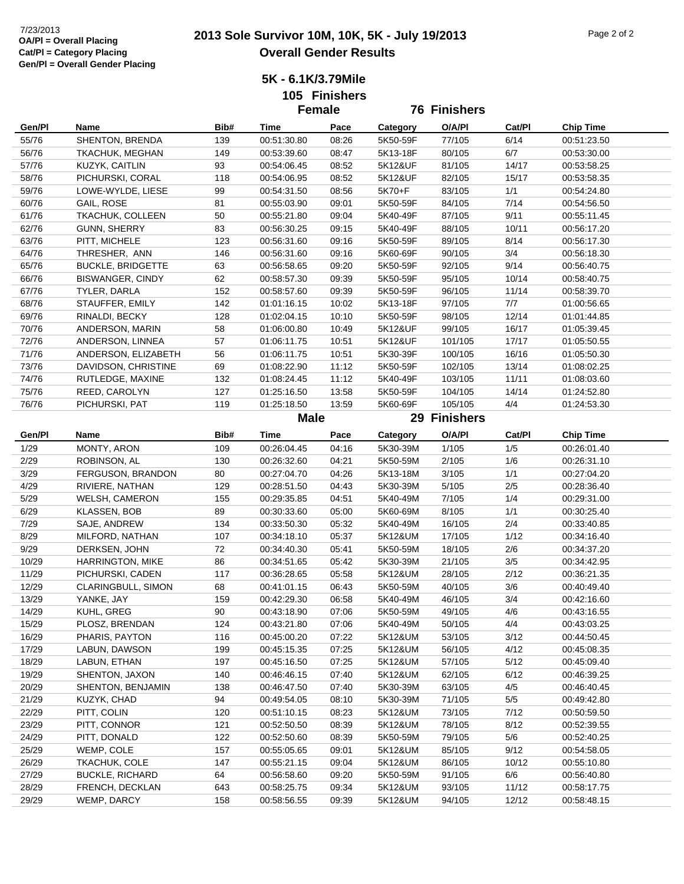# 2013 Sole Survivor 10M, 10K, 5K - July 19/2013

## Overall Gender Results

7/23/2013
**OA/Pl = Overall Placing**
**Cat/Pl = Category Placing**
**Gen/Pl = Overall Gender Placing**

### 5K - 6.1K/3.79Mile

**105 Finishers**

**Female** — **76 Finishers**

| Gen/Pl | Name | Bib# | Time | Pace | Category | O/A/Pl | Cat/Pl | Chip Time |
|---|---|---|---|---|---|---|---|---|
| 55/76 | SHENTON, BRENDA | 139 | 00:51:30.80 | 08:26 | 5K50-59F | 77/105 | 6/14 | 00:51:23.50 |
| 56/76 | TKACHUK, MEGHAN | 149 | 00:53:39.60 | 08:47 | 5K13-18F | 80/105 | 6/7 | 00:53:30.00 |
| 57/76 | KUZYK, CAITLIN | 93 | 00:54:06.45 | 08:52 | 5K12&UF | 81/105 | 14/17 | 00:53:58.25 |
| 58/76 | PICHURSKI, CORAL | 118 | 00:54:06.95 | 08:52 | 5K12&UF | 82/105 | 15/17 | 00:53:58.35 |
| 59/76 | LOWE-WYLDE, LIESE | 99 | 00:54:31.50 | 08:56 | 5K70+F | 83/105 | 1/1 | 00:54:24.80 |
| 60/76 | GAIL, ROSE | 81 | 00:55:03.90 | 09:01 | 5K50-59F | 84/105 | 7/14 | 00:54:56.50 |
| 61/76 | TKACHUK, COLLEEN | 50 | 00:55:21.80 | 09:04 | 5K40-49F | 87/105 | 9/11 | 00:55:11.45 |
| 62/76 | GUNN, SHERRY | 83 | 00:56:30.25 | 09:15 | 5K40-49F | 88/105 | 10/11 | 00:56:17.20 |
| 63/76 | PITT, MICHELE | 123 | 00:56:31.60 | 09:16 | 5K50-59F | 89/105 | 8/14 | 00:56:17.30 |
| 64/76 | THRESHER, ANN | 146 | 00:56:31.60 | 09:16 | 5K60-69F | 90/105 | 3/4 | 00:56:18.30 |
| 65/76 | BUCKLE, BRIDGETTE | 63 | 00:56:58.65 | 09:20 | 5K50-59F | 92/105 | 9/14 | 00:56:40.75 |
| 66/76 | BISWANGER, CINDY | 62 | 00:58:57.30 | 09:39 | 5K50-59F | 95/105 | 10/14 | 00:58:40.75 |
| 67/76 | TYLER, DARLA | 152 | 00:58:57.60 | 09:39 | 5K50-59F | 96/105 | 11/14 | 00:58:39.70 |
| 68/76 | STAUFFER, EMILY | 142 | 01:01:16.15 | 10:02 | 5K13-18F | 97/105 | 7/7 | 01:00:56.65 |
| 69/76 | RINALDI, BECKY | 128 | 01:02:04.15 | 10:10 | 5K50-59F | 98/105 | 12/14 | 01:01:44.85 |
| 70/76 | ANDERSON, MARIN | 58 | 01:06:00.80 | 10:49 | 5K12&UF | 99/105 | 16/17 | 01:05:39.45 |
| 72/76 | ANDERSON, LINNEA | 57 | 01:06:11.75 | 10:51 | 5K12&UF | 101/105 | 17/17 | 01:05:50.55 |
| 71/76 | ANDERSON, ELIZABETH | 56 | 01:06:11.75 | 10:51 | 5K30-39F | 100/105 | 16/16 | 01:05:50.30 |
| 73/76 | DAVIDSON, CHRISTINE | 69 | 01:08:22.90 | 11:12 | 5K50-59F | 102/105 | 13/14 | 01:08:02.25 |
| 74/76 | RUTLEDGE, MAXINE | 132 | 01:08:24.45 | 11:12 | 5K40-49F | 103/105 | 11/11 | 01:08:03.60 |
| 75/76 | REED, CAROLYN | 127 | 01:25:16.50 | 13:58 | 5K50-59F | 104/105 | 14/14 | 01:24:52.80 |
| 76/76 | PICHURSKI, PAT | 119 | 01:25:18.50 | 13:59 | 5K60-69F | 105/105 | 4/4 | 01:24:53.30 |

**Male** — **29 Finishers**

| Gen/Pl | Name | Bib# | Time | Pace | Category | O/A/Pl | Cat/Pl | Chip Time |
|---|---|---|---|---|---|---|---|---|
| 1/29 | MONTY, ARON | 109 | 00:26:04.45 | 04:16 | 5K30-39M | 1/105 | 1/5 | 00:26:01.40 |
| 2/29 | ROBINSON, AL | 130 | 00:26:32.60 | 04:21 | 5K50-59M | 2/105 | 1/6 | 00:26:31.10 |
| 3/29 | FERGUSON, BRANDON | 80 | 00:27:04.70 | 04:26 | 5K13-18M | 3/105 | 1/1 | 00:27:04.20 |
| 4/29 | RIVIERE, NATHAN | 129 | 00:28:51.50 | 04:43 | 5K30-39M | 5/105 | 2/5 | 00:28:36.40 |
| 5/29 | WELSH, CAMERON | 155 | 00:29:35.85 | 04:51 | 5K40-49M | 7/105 | 1/4 | 00:29:31.00 |
| 6/29 | KLASSEN, BOB | 89 | 00:30:33.60 | 05:00 | 5K60-69M | 8/105 | 1/1 | 00:30:25.40 |
| 7/29 | SAJE, ANDREW | 134 | 00:33:50.30 | 05:32 | 5K40-49M | 16/105 | 2/4 | 00:33:40.85 |
| 8/29 | MILFORD, NATHAN | 107 | 00:34:18.10 | 05:37 | 5K12&UM | 17/105 | 1/12 | 00:34:16.40 |
| 9/29 | DERKSEN, JOHN | 72 | 00:34:40.30 | 05:41 | 5K50-59M | 18/105 | 2/6 | 00:34:37.20 |
| 10/29 | HARRINGTON, MIKE | 86 | 00:34:51.65 | 05:42 | 5K30-39M | 21/105 | 3/5 | 00:34:42.95 |
| 11/29 | PICHURSKI, CADEN | 117 | 00:36:28.65 | 05:58 | 5K12&UM | 28/105 | 2/12 | 00:36:21.35 |
| 12/29 | CLARINGBULL, SIMON | 68 | 00:41:01.15 | 06:43 | 5K50-59M | 40/105 | 3/6 | 00:40:49.40 |
| 13/29 | YANKE, JAY | 159 | 00:42:29.30 | 06:58 | 5K40-49M | 46/105 | 3/4 | 00:42:16.60 |
| 14/29 | KUHL, GREG | 90 | 00:43:18.90 | 07:06 | 5K50-59M | 49/105 | 4/6 | 00:43:16.55 |
| 15/29 | PLOSZ, BRENDAN | 124 | 00:43:21.80 | 07:06 | 5K40-49M | 50/105 | 4/4 | 00:43:03.25 |
| 16/29 | PHARIS, PAYTON | 116 | 00:45:00.20 | 07:22 | 5K12&UM | 53/105 | 3/12 | 00:44:50.45 |
| 17/29 | LABUN, DAWSON | 199 | 00:45:15.35 | 07:25 | 5K12&UM | 56/105 | 4/12 | 00:45:08.35 |
| 18/29 | LABUN, ETHAN | 197 | 00:45:16.50 | 07:25 | 5K12&UM | 57/105 | 5/12 | 00:45:09.40 |
| 19/29 | SHENTON, JAXON | 140 | 00:46:46.15 | 07:40 | 5K12&UM | 62/105 | 6/12 | 00:46:39.25 |
| 20/29 | SHENTON, BENJAMIN | 138 | 00:46:47.50 | 07:40 | 5K30-39M | 63/105 | 4/5 | 00:46:40.45 |
| 21/29 | KUZYK, CHAD | 94 | 00:49:54.05 | 08:10 | 5K30-39M | 71/105 | 5/5 | 00:49:42.80 |
| 22/29 | PITT, COLIN | 120 | 00:51:10.15 | 08:23 | 5K12&UM | 73/105 | 7/12 | 00:50:59.50 |
| 23/29 | PITT, CONNOR | 121 | 00:52:50.50 | 08:39 | 5K12&UM | 78/105 | 8/12 | 00:52:39.55 |
| 24/29 | PITT, DONALD | 122 | 00:52:50.60 | 08:39 | 5K50-59M | 79/105 | 5/6 | 00:52:40.25 |
| 25/29 | WEMP, COLE | 157 | 00:55:05.65 | 09:01 | 5K12&UM | 85/105 | 9/12 | 00:54:58.05 |
| 26/29 | TKACHUK, COLE | 147 | 00:55:21.15 | 09:04 | 5K12&UM | 86/105 | 10/12 | 00:55:10.80 |
| 27/29 | BUCKLE, RICHARD | 64 | 00:56:58.60 | 09:20 | 5K50-59M | 91/105 | 6/6 | 00:56:40.80 |
| 28/29 | FRENCH, DECKLAN | 643 | 00:58:25.75 | 09:34 | 5K12&UM | 93/105 | 11/12 | 00:58:17.75 |
| 29/29 | WEMP, DARCY | 158 | 00:58:56.55 | 09:39 | 5K12&UM | 94/105 | 12/12 | 00:58:48.15 |